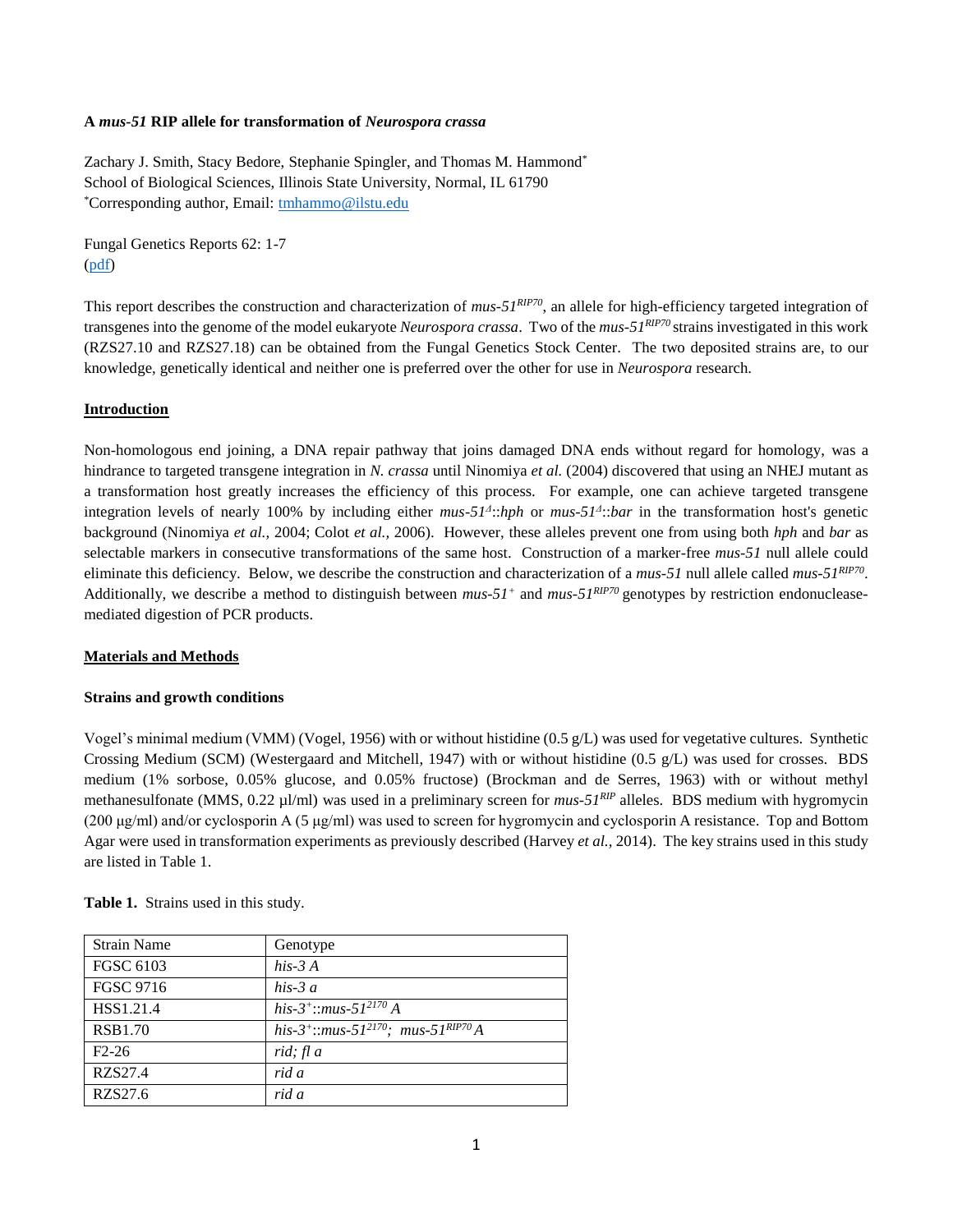**A *mus-51* RIP allele for transformation of *Neurospora crassa***

Zachary J. Smith, Stacy Bedore, Stephanie Spingler, and Thomas M. Hammond*
School of Biological Sciences, Illinois State University, Normal, IL 61790
*Corresponding author, Email: tmhammo@ilstu.edu

Fungal Genetics Reports 62: 1-7
(pdf)

This report describes the construction and characterization of *mus-51*$^{RIP70}$, an allele for high-efficiency targeted integration of transgenes into the genome of the model eukaryote *Neurospora crassa*. Two of the *mus-51*$^{RIP70}$ strains investigated in this work (RZS27.10 and RZS27.18) can be obtained from the Fungal Genetics Stock Center. The two deposited strains are, to our knowledge, genetically identical and neither one is preferred over the other for use in *Neurospora* research.

## Introduction

Non-homologous end joining, a DNA repair pathway that joins damaged DNA ends without regard for homology, was a hindrance to targeted transgene integration in *N. crassa* until Ninomiya *et al.* (2004) discovered that using an NHEJ mutant as a transformation host greatly increases the efficiency of this process. For example, one can achieve targeted transgene integration levels of nearly 100% by including either *mus-51*$^{\Delta}$::*hph* or *mus-51*$^{\Delta}$::*bar* in the transformation host's genetic background (Ninomiya *et al.,* 2004; Colot *et al.,* 2006). However, these alleles prevent one from using both *hph* and *bar* as selectable markers in consecutive transformations of the same host. Construction of a marker-free *mus-51* null allele could eliminate this deficiency. Below, we describe the construction and characterization of a *mus-51* null allele called *mus-51*$^{RIP70}$. Additionally, we describe a method to distinguish between *mus-51*$^{+}$ and *mus-51*$^{RIP70}$ genotypes by restriction endonuclease-mediated digestion of PCR products.

## Materials and Methods

### Strains and growth conditions

Vogel's minimal medium (VMM) (Vogel, 1956) with or without histidine (0.5 g/L) was used for vegetative cultures. Synthetic Crossing Medium (SCM) (Westergaard and Mitchell, 1947) with or without histidine (0.5 g/L) was used for crosses. BDS medium (1% sorbose, 0.05% glucose, and 0.05% fructose) (Brockman and de Serres, 1963) with or without methyl methanesulfonate (MMS, 0.22 µl/ml) was used in a preliminary screen for *mus-51*$^{RIP}$ alleles. BDS medium with hygromycin (200 µg/ml) and/or cyclosporin A (5 µg/ml) was used to screen for hygromycin and cyclosporin A resistance. Top and Bottom Agar were used in transformation experiments as previously described (Harvey *et al.,* 2014). The key strains used in this study are listed in Table 1.

**Table 1.** Strains used in this study.

| Strain Name | Genotype |
|---|---|
| FGSC 6103 | *his-3 A* |
| FGSC 9716 | *his-3 a* |
| HSS1.21.4 | *his-3*$^{+}$::*mus-51*$^{2170}$ *A* |
| RSB1.70 | *his-3*$^{+}$::*mus-51*$^{2170}$; *mus-51*$^{RIP70}$ *A* |
| F2-26 | *rid; fl a* |
| RZS27.4 | *rid a* |
| RZS27.6 | *rid a* |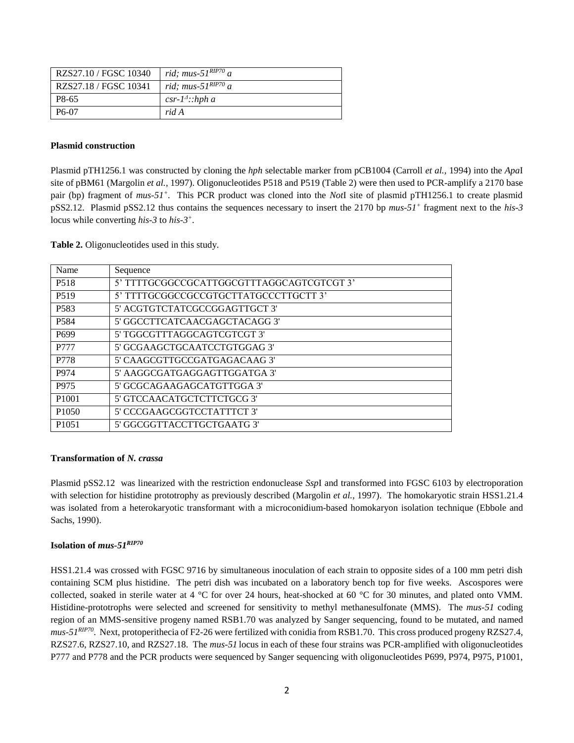| RZS27.10 / FGSC 10340 | *rid; mus-51$^{RIP70}$ a* |
|---|---|
| RZS27.18 / FGSC 10341 | *rid; mus-51$^{RIP70}$ a* |
| P8-65 | *csr-1$^{\Delta}$::hph a* |
| P6-07 | *rid A* |

**Plasmid construction**

Plasmid pTH1256.1 was constructed by cloning the *hph* selectable marker from pCB1004 (Carroll *et al.,* 1994) into the *Apa*I site of pBM61 (Margolin *et al.,* 1997). Oligonucleotides P518 and P519 (Table 2) were then used to PCR-amplify a 2170 base pair (bp) fragment of *mus-51$^{+}$*. This PCR product was cloned into the *Not*I site of plasmid pTH1256.1 to create plasmid pSS2.12. Plasmid pSS2.12 thus contains the sequences necessary to insert the 2170 bp *mus-51$^{+}$* fragment next to the *his-3* locus while converting *his-3* to *his-3$^{+}$*.

**Table 2.** Oligonucleotides used in this study.

| Name | Sequence |
|---|---|
| P518 | 5' TTTTGCGGCCGCATTGGCGTTTAGGCAGTCGTCGT 3' |
| P519 | 5' TTTTGCGGCCGCCGTGCTTATGCCCTTGCTT 3' |
| P583 | 5' ACGTGTCTATCGCCGGAGTTGCT 3' |
| P584 | 5' GGCCTTCATCAACGAGCTACAGG 3' |
| P699 | 5' TGGCGTTTAGGCAGTCGTCGT 3' |
| P777 | 5' GCGAAGCTGCAATCCTGTGGAG 3' |
| P778 | 5' CAAGCGTTGCCGATGAGACAAG 3' |
| P974 | 5' AAGGCGATGAGGAGTTGGATGA 3' |
| P975 | 5' GCGCAGAAGAGCATGTTGGA 3' |
| P1001 | 5' GTCCAACATGCTCTTCTGCG 3' |
| P1050 | 5' CCCGAAGCGGTCCTATTTCT 3' |
| P1051 | 5' GGCGGTTACCTTGCTGAATG 3' |

**Transformation of *N. crassa***

Plasmid pSS2.12 was linearized with the restriction endonuclease *Ssp*I and transformed into FGSC 6103 by electroporation with selection for histidine prototrophy as previously described (Margolin *et al.,* 1997). The homokaryotic strain HSS1.21.4 was isolated from a heterokaryotic transformant with a microconidium-based homokaryon isolation technique (Ebbole and Sachs, 1990).

**Isolation of *mus-51$^{RIP70}$***

HSS1.21.4 was crossed with FGSC 9716 by simultaneous inoculation of each strain to opposite sides of a 100 mm petri dish containing SCM plus histidine. The petri dish was incubated on a laboratory bench top for five weeks. Ascospores were collected, soaked in sterile water at 4 °C for over 24 hours, heat-shocked at 60 °C for 30 minutes, and plated onto VMM. Histidine-prototrophs were selected and screened for sensitivity to methyl methanesulfonate (MMS). The *mus-51* coding region of an MMS-sensitive progeny named RSB1.70 was analyzed by Sanger sequencing, found to be mutated, and named *mus-51$^{RIP70}$*. Next, protoperithecia of F2-26 were fertilized with conidia from RSB1.70. This cross produced progeny RZS27.4, RZS27.6, RZS27.10, and RZS27.18. The *mus-51* locus in each of these four strains was PCR-amplified with oligonucleotides P777 and P778 and the PCR products were sequenced by Sanger sequencing with oligonucleotides P699, P974, P975, P1001,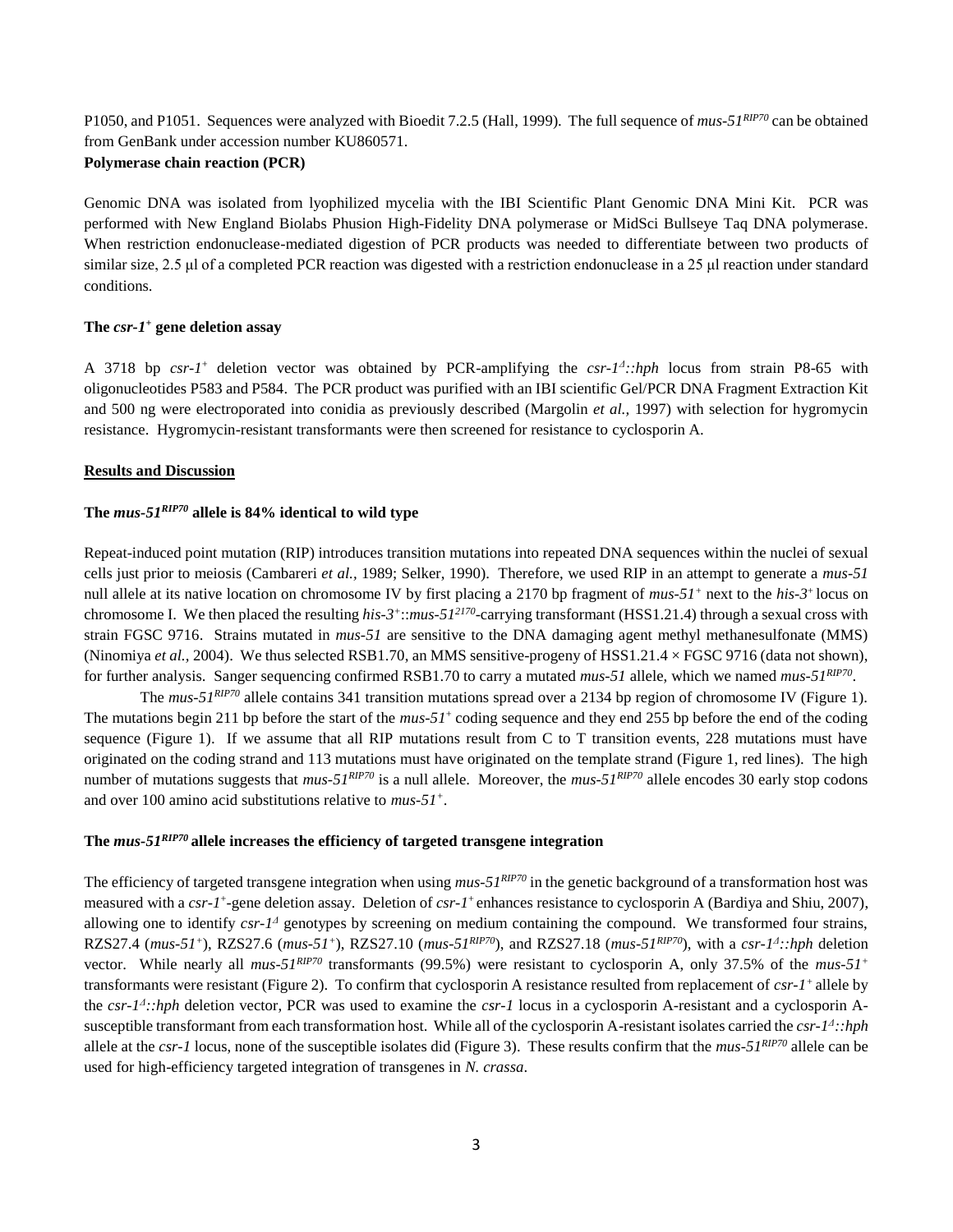P1050, and P1051. Sequences were analyzed with Bioedit 7.2.5 (Hall, 1999). The full sequence of *mus-51$^{RIP70}$* can be obtained from GenBank under accession number KU860571.

**Polymerase chain reaction (PCR)**

Genomic DNA was isolated from lyophilized mycelia with the IBI Scientific Plant Genomic DNA Mini Kit. PCR was performed with New England Biolabs Phusion High-Fidelity DNA polymerase or MidSci Bullseye Taq DNA polymerase. When restriction endonuclease-mediated digestion of PCR products was needed to differentiate between two products of similar size, 2.5 μl of a completed PCR reaction was digested with a restriction endonuclease in a 25 μl reaction under standard conditions.

**The *csr-1$^{+}$* gene deletion assay**

A 3718 bp *csr-1$^{+}$* deletion vector was obtained by PCR-amplifying the *csr-1$^{\Delta}$::hph* locus from strain P8-65 with oligonucleotides P583 and P584. The PCR product was purified with an IBI scientific Gel/PCR DNA Fragment Extraction Kit and 500 ng were electroporated into conidia as previously described (Margolin *et al.,* 1997) with selection for hygromycin resistance. Hygromycin-resistant transformants were then screened for resistance to cyclosporin A.

## Results and Discussion

**The *mus-51$^{RIP70}$* allele is 84% identical to wild type**

Repeat-induced point mutation (RIP) introduces transition mutations into repeated DNA sequences within the nuclei of sexual cells just prior to meiosis (Cambareri *et al.,* 1989; Selker, 1990). Therefore, we used RIP in an attempt to generate a *mus-51* null allele at its native location on chromosome IV by first placing a 2170 bp fragment of *mus-51$^{+}$* next to the *his-3$^{+}$* locus on chromosome I. We then placed the resulting *his-3$^{+}$::mus-51$^{2170}$*-carrying transformant (HSS1.21.4) through a sexual cross with strain FGSC 9716. Strains mutated in *mus-51* are sensitive to the DNA damaging agent methyl methanesulfonate (MMS) (Ninomiya *et al.,* 2004). We thus selected RSB1.70, an MMS sensitive-progeny of HSS1.21.4 × FGSC 9716 (data not shown), for further analysis. Sanger sequencing confirmed RSB1.70 to carry a mutated *mus-51* allele, which we named *mus-51$^{RIP70}$*.

The *mus-51$^{RIP70}$* allele contains 341 transition mutations spread over a 2134 bp region of chromosome IV (Figure 1). The mutations begin 211 bp before the start of the *mus-51$^{+}$* coding sequence and they end 255 bp before the end of the coding sequence (Figure 1). If we assume that all RIP mutations result from C to T transition events, 228 mutations must have originated on the coding strand and 113 mutations must have originated on the template strand (Figure 1, red lines). The high number of mutations suggests that *mus-51$^{RIP70}$* is a null allele. Moreover, the *mus-51$^{RIP70}$* allele encodes 30 early stop codons and over 100 amino acid substitutions relative to *mus-51$^{+}$*.

**The *mus-51$^{RIP70}$* allele increases the efficiency of targeted transgene integration**

The efficiency of targeted transgene integration when using *mus-51$^{RIP70}$* in the genetic background of a transformation host was measured with a *csr-1$^{+}$*-gene deletion assay. Deletion of *csr-1$^{+}$* enhances resistance to cyclosporin A (Bardiya and Shiu, 2007), allowing one to identify *csr-1$^{\Delta}$* genotypes by screening on medium containing the compound. We transformed four strains, RZS27.4 (*mus-51$^{+}$*), RZS27.6 (*mus-51$^{+}$*), RZS27.10 (*mus-51$^{RIP70}$*), and RZS27.18 (*mus-51$^{RIP70}$*), with a *csr-1$^{\Delta}$::hph* deletion vector. While nearly all *mus-51$^{RIP70}$* transformants (99.5%) were resistant to cyclosporin A, only 37.5% of the *mus-51$^{+}$* transformants were resistant (Figure 2). To confirm that cyclosporin A resistance resulted from replacement of *csr-1$^{+}$* allele by the *csr-1$^{\Delta}$::hph* deletion vector, PCR was used to examine the *csr-1* locus in a cyclosporin A-resistant and a cyclosporin A-susceptible transformant from each transformation host. While all of the cyclosporin A-resistant isolates carried the *csr-1$^{\Delta}$::hph* allele at the *csr-1* locus, none of the susceptible isolates did (Figure 3). These results confirm that the *mus-51$^{RIP70}$* allele can be used for high-efficiency targeted integration of transgenes in *N. crassa*.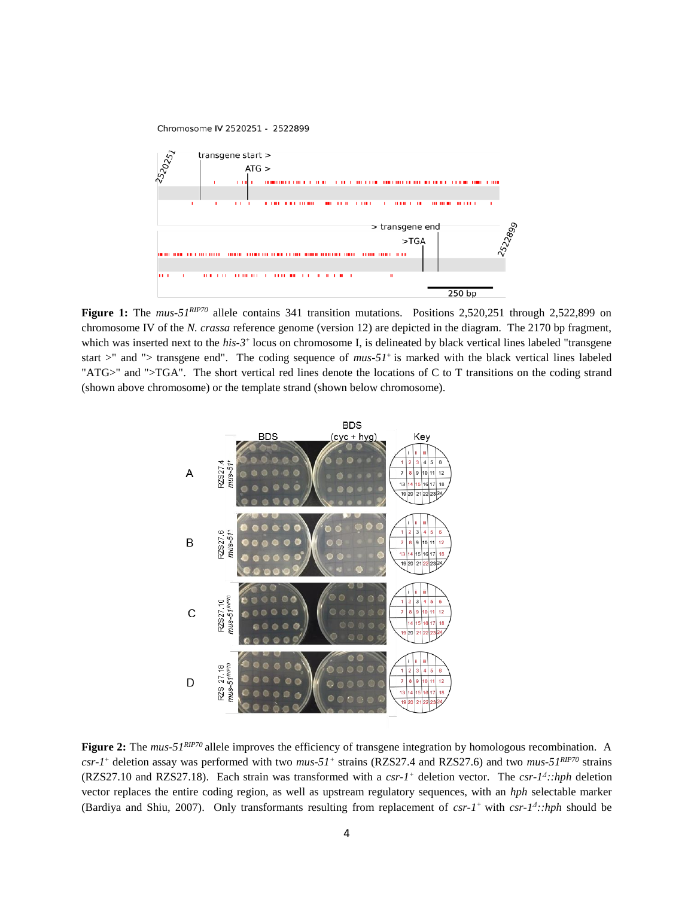**Figure 1:** The *mus-51*$^{RIP70}$ allele contains 341 transition mutations. Positions 2,520,251 through 2,522,899 on chromosome IV of the *N. crassa* reference genome (version 12) are depicted in the diagram. The 2170 bp fragment, which was inserted next to the *his-3*$^{+}$ locus on chromosome I, is delineated by black vertical lines labeled "transgene start >" and "> transgene end". The coding sequence of *mus-51*$^{+}$ is marked with the black vertical lines labeled "ATG>" and ">TGA". The short vertical red lines denote the locations of C to T transitions on the coding strand (shown above chromosome) or the template strand (shown below chromosome).

**Figure 2:** The *mus-51*$^{RIP70}$ allele improves the efficiency of transgene integration by homologous recombination. A *csr-1*$^{+}$ deletion assay was performed with two *mus-51*$^{+}$ strains (RZS27.4 and RZS27.6) and two *mus-51*$^{RIP70}$ strains (RZS27.10 and RZS27.18). Each strain was transformed with a *csr-1*$^{+}$ deletion vector. The *csr-1*$^{\Delta}$*::hph* deletion vector replaces the entire coding region, as well as upstream regulatory sequences, with an *hph* selectable marker (Bardiya and Shiu, 2007). Only transformants resulting from replacement of *csr-1*$^{+}$ with *csr-1*$^{\Delta}$*::hph* should be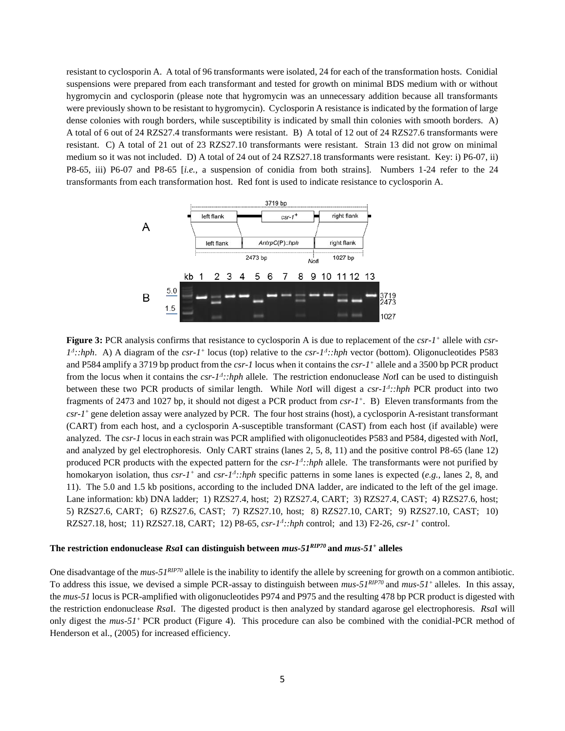resistant to cyclosporin A. A total of 96 transformants were isolated, 24 for each of the transformation hosts. Conidial suspensions were prepared from each transformant and tested for growth on minimal BDS medium with or without hygromycin and cyclosporin (please note that hygromycin was an unnecessary addition because all transformants were previously shown to be resistant to hygromycin). Cyclosporin A resistance is indicated by the formation of large dense colonies with rough borders, while susceptibility is indicated by small thin colonies with smooth borders. A) A total of 6 out of 24 RZS27.4 transformants were resistant. B) A total of 12 out of 24 RZS27.6 transformants were resistant. C) A total of 21 out of 23 RZS27.10 transformants were resistant. Strain 13 did not grow on minimal medium so it was not included. D) A total of 24 out of 24 RZS27.18 transformants were resistant. Key: i) P6-07, ii) P8-65, iii) P6-07 and P8-65 [*i.e.*, a suspension of conidia from both strains]. Numbers 1-24 refer to the 24 transformants from each transformation host. Red font is used to indicate resistance to cyclosporin A.

**Figure 3:** PCR analysis confirms that resistance to cyclosporin A is due to replacement of the *csr-1*$^{+}$ allele with *csr-1*$^{\Delta}$*::hph*. A) A diagram of the *csr-1*$^{+}$ locus (top) relative to the *csr-1*$^{\Delta}$*::hph* vector (bottom). Oligonucleotides P583 and P584 amplify a 3719 bp product from the *csr-1* locus when it contains the *csr-1*$^{+}$ allele and a 3500 bp PCR product from the locus when it contains the *csr-1*$^{\Delta}$*::hph* allele. The restriction endonuclease *Not*I can be used to distinguish between these two PCR products of similar length. While *Not*I will digest a *csr-1*$^{\Delta}$*::hph* PCR product into two fragments of 2473 and 1027 bp, it should not digest a PCR product from *csr-1*$^{+}$. B) Eleven transformants from the *csr-1*$^{+}$ gene deletion assay were analyzed by PCR. The four host strains (host), a cyclosporin A-resistant transformant (CART) from each host, and a cyclosporin A-susceptible transformant (CAST) from each host (if available) were analyzed. The *csr-1* locus in each strain was PCR amplified with oligonucleotides P583 and P584, digested with *Not*I, and analyzed by gel electrophoresis. Only CART strains (lanes 2, 5, 8, 11) and the positive control P8-65 (lane 12) produced PCR products with the expected pattern for the *csr-1*$^{\Delta}$*::hph* allele. The transformants were not purified by homokaryon isolation, thus *csr-1*$^{+}$ and *csr-1*$^{\Delta}$*::hph* specific patterns in some lanes is expected (*e.g.*, lanes 2, 8, and 11). The 5.0 and 1.5 kb positions, according to the included DNA ladder, are indicated to the left of the gel image. Lane information: kb) DNA ladder; 1) RZS27.4, host; 2) RZS27.4, CART; 3) RZS27.4, CAST; 4) RZS27.6, host; 5) RZS27.6, CART; 6) RZS27.6, CAST; 7) RZS27.10, host; 8) RZS27.10, CART; 9) RZS27.10, CAST; 10) RZS27.18, host; 11) RZS27.18, CART; 12) P8-65, *csr-1*$^{\Delta}$*::hph* control; and 13) F2-26, *csr-1*$^{+}$ control.

### The restriction endonuclease *Rsa*I can distinguish between *mus-51*$^{RIP70}$ and *mus-51*$^{+}$ alleles

One disadvantage of the *mus-51*$^{RIP70}$ allele is the inability to identify the allele by screening for growth on a common antibiotic. To address this issue, we devised a simple PCR-assay to distinguish between *mus-51*$^{RIP70}$ and *mus-51*$^{+}$ alleles. In this assay, the *mus-51* locus is PCR-amplified with oligonucleotides P974 and P975 and the resulting 478 bp PCR product is digested with the restriction endonuclease *Rsa*I. The digested product is then analyzed by standard agarose gel electrophoresis. *Rsa*I will only digest the *mus-51*$^{+}$ PCR product (Figure 4). This procedure can also be combined with the conidial-PCR method of Henderson et al., (2005) for increased efficiency.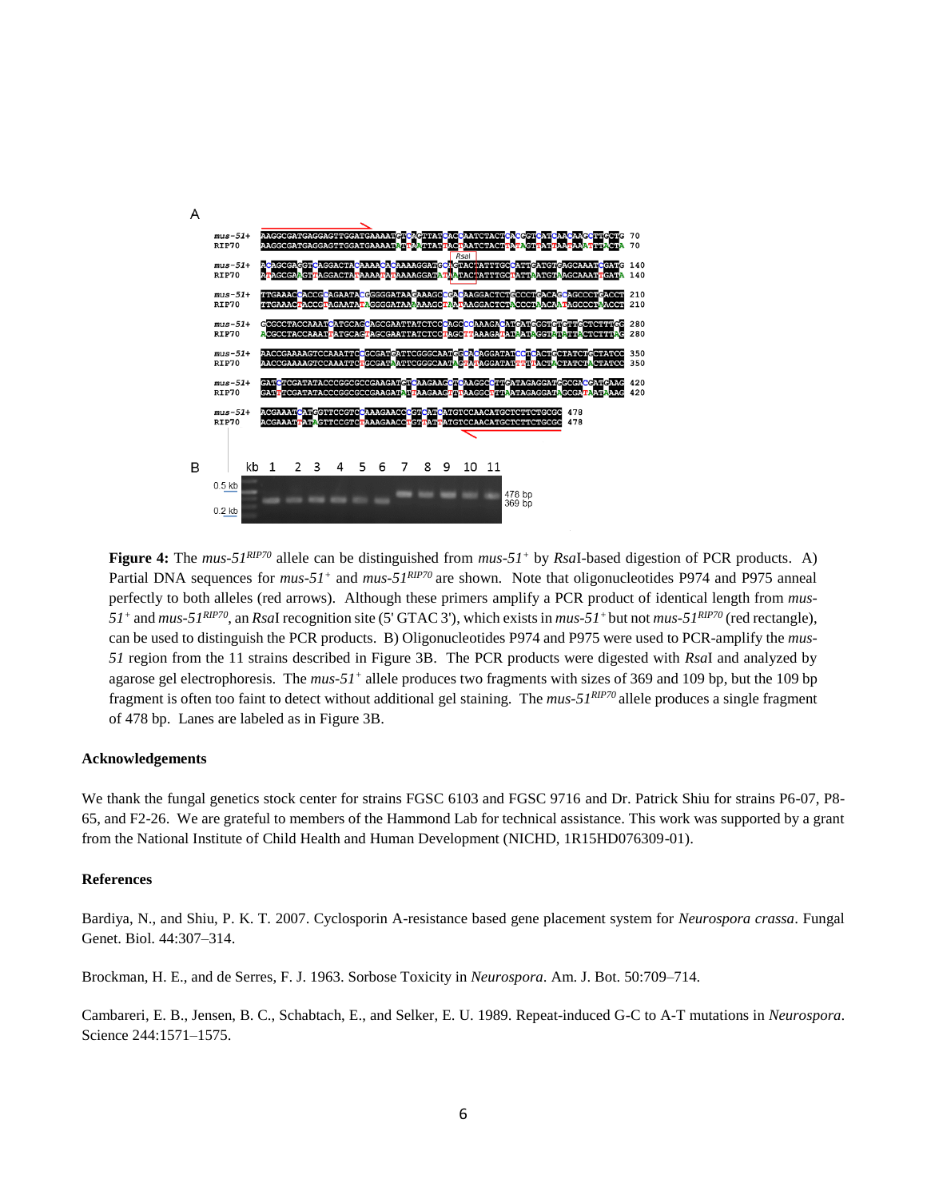**Figure 4:** The *mus-51$^{RIP70}$* allele can be distinguished from *mus-51$^{+}$* by *Rsa*I-based digestion of PCR products. A) Partial DNA sequences for *mus-51$^{+}$* and *mus-51$^{RIP70}$* are shown. Note that oligonucleotides P974 and P975 anneal perfectly to both alleles (red arrows). Although these primers amplify a PCR product of identical length from *mus-51$^{+}$* and *mus-51$^{RIP70}$*, an *Rsa*I recognition site (5' GTAC 3'), which exists in *mus-51$^{+}$* but not *mus-51$^{RIP70}$* (red rectangle), can be used to distinguish the PCR products. B) Oligonucleotides P974 and P975 were used to PCR-amplify the *mus-51* region from the 11 strains described in Figure 3B. The PCR products were digested with *Rsa*I and analyzed by agarose gel electrophoresis. The *mus-51$^{+}$* allele produces two fragments with sizes of 369 and 109 bp, but the 109 bp fragment is often too faint to detect without additional gel staining. The *mus-51$^{RIP70}$* allele produces a single fragment of 478 bp. Lanes are labeled as in Figure 3B.

### Acknowledgements

We thank the fungal genetics stock center for strains FGSC 6103 and FGSC 9716 and Dr. Patrick Shiu for strains P6-07, P8-65, and F2-26. We are grateful to members of the Hammond Lab for technical assistance. This work was supported by a grant from the National Institute of Child Health and Human Development (NICHD, 1R15HD076309-01).

### References

Bardiya, N., and Shiu, P. K. T. 2007. Cyclosporin A-resistance based gene placement system for *Neurospora crassa*. Fungal Genet. Biol. 44:307–314.

Brockman, H. E., and de Serres, F. J. 1963. Sorbose Toxicity in *Neurospora*. Am. J. Bot. 50:709–714.

Cambareri, E. B., Jensen, B. C., Schabtach, E., and Selker, E. U. 1989. Repeat-induced G-C to A-T mutations in *Neurospora*. Science 244:1571–1575.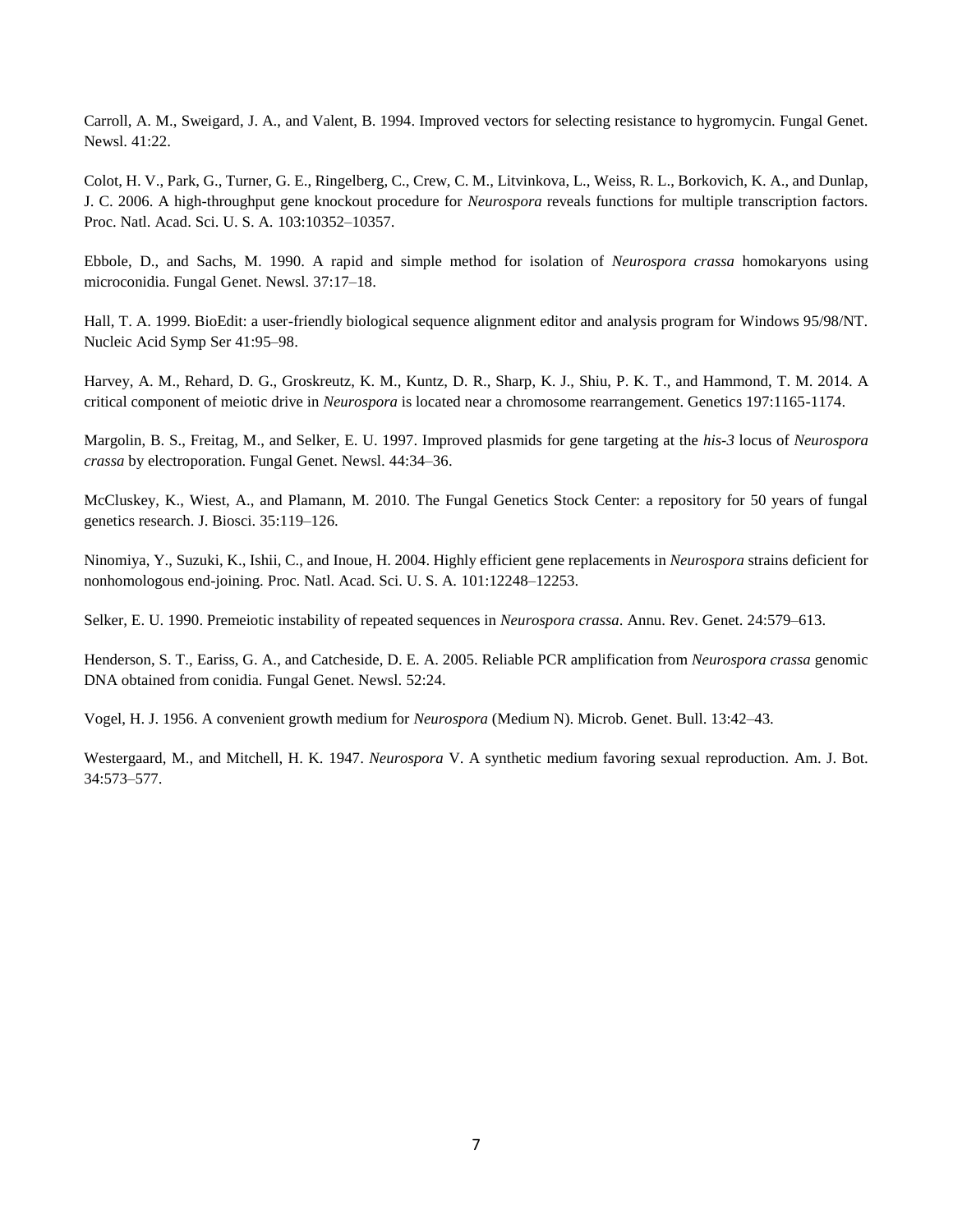Carroll, A. M., Sweigard, J. A., and Valent, B. 1994. Improved vectors for selecting resistance to hygromycin. Fungal Genet. Newsl. 41:22.

Colot, H. V., Park, G., Turner, G. E., Ringelberg, C., Crew, C. M., Litvinkova, L., Weiss, R. L., Borkovich, K. A., and Dunlap, J. C. 2006. A high-throughput gene knockout procedure for *Neurospora* reveals functions for multiple transcription factors. Proc. Natl. Acad. Sci. U. S. A. 103:10352–10357.

Ebbole, D., and Sachs, M. 1990. A rapid and simple method for isolation of *Neurospora crassa* homokaryons using microconidia. Fungal Genet. Newsl. 37:17–18.

Hall, T. A. 1999. BioEdit: a user-friendly biological sequence alignment editor and analysis program for Windows 95/98/NT. Nucleic Acid Symp Ser 41:95–98.

Harvey, A. M., Rehard, D. G., Groskreutz, K. M., Kuntz, D. R., Sharp, K. J., Shiu, P. K. T., and Hammond, T. M. 2014. A critical component of meiotic drive in *Neurospora* is located near a chromosome rearrangement. Genetics 197:1165-1174.

Margolin, B. S., Freitag, M., and Selker, E. U. 1997. Improved plasmids for gene targeting at the *his-3* locus of *Neurospora crassa* by electroporation. Fungal Genet. Newsl. 44:34–36.

McCluskey, K., Wiest, A., and Plamann, M. 2010. The Fungal Genetics Stock Center: a repository for 50 years of fungal genetics research. J. Biosci. 35:119–126.

Ninomiya, Y., Suzuki, K., Ishii, C., and Inoue, H. 2004. Highly efficient gene replacements in *Neurospora* strains deficient for nonhomologous end-joining. Proc. Natl. Acad. Sci. U. S. A. 101:12248–12253.

Selker, E. U. 1990. Premeiotic instability of repeated sequences in *Neurospora crassa*. Annu. Rev. Genet. 24:579–613.

Henderson, S. T., Eariss, G. A., and Catcheside, D. E. A. 2005. Reliable PCR amplification from *Neurospora crassa* genomic DNA obtained from conidia. Fungal Genet. Newsl. 52:24.

Vogel, H. J. 1956. A convenient growth medium for *Neurospora* (Medium N). Microb. Genet. Bull. 13:42–43.

Westergaard, M., and Mitchell, H. K. 1947. *Neurospora* V. A synthetic medium favoring sexual reproduction. Am. J. Bot. 34:573–577.